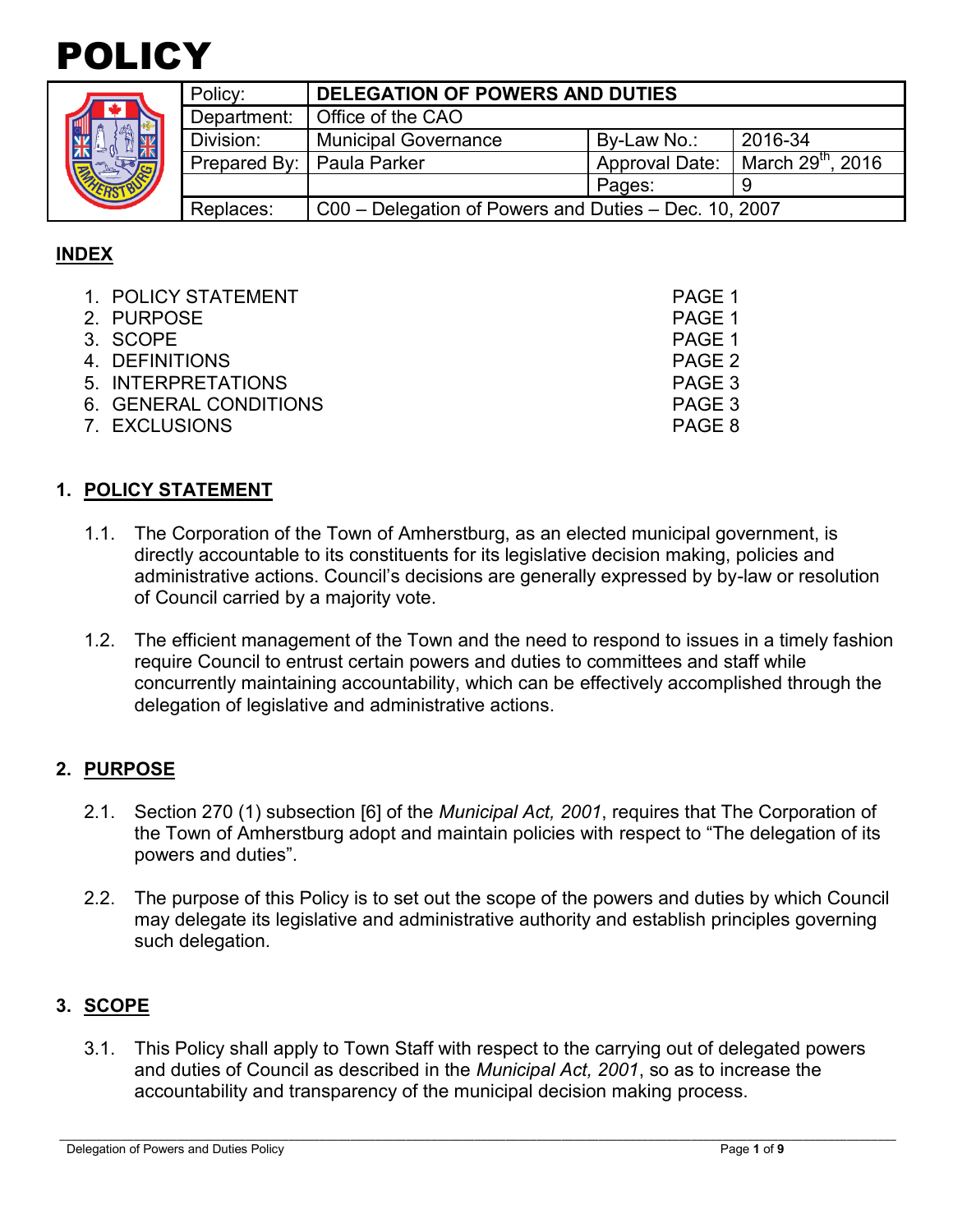# POLICY

| | | | | |
|---|---|---|---|---|
| Policy: | **DELEGATION OF POWERS AND DUTIES** | | | |
| Department: | Office of the CAO | | | |
| Division: | Municipal Governance | | By-Law No.: | 2016-34 |
| Prepared By: | Paula Parker | | Approval Date: | March 29th, 2016 |
| | | | Pages: | 9 |
| Replaces: | C00 – Delegation of Powers and Duties – Dec. 10, 2007 | | | |

## INDEX

| | |
|---|---|
| 1. POLICY STATEMENT | PAGE 1 |
| 2. PURPOSE | PAGE 1 |
| 3. SCOPE | PAGE 1 |
| 4. DEFINITIONS | PAGE 2 |
| 5. INTERPRETATIONS | PAGE 3 |
| 6. GENERAL CONDITIONS | PAGE 3 |
| 7. EXCLUSIONS | PAGE 8 |

## 1. POLICY STATEMENT

1.1. The Corporation of the Town of Amherstburg, as an elected municipal government, is directly accountable to its constituents for its legislative decision making, policies and administrative actions. Council's decisions are generally expressed by by-law or resolution of Council carried by a majority vote.

1.2. The efficient management of the Town and the need to respond to issues in a timely fashion require Council to entrust certain powers and duties to committees and staff while concurrently maintaining accountability, which can be effectively accomplished through the delegation of legislative and administrative actions.

## 2. PURPOSE

2.1. Section 270 (1) subsection [6] of the *Municipal Act, 2001*, requires that The Corporation of the Town of Amherstburg adopt and maintain policies with respect to "The delegation of its powers and duties".

2.2. The purpose of this Policy is to set out the scope of the powers and duties by which Council may delegate its legislative and administrative authority and establish principles governing such delegation.

## 3. SCOPE

3.1. This Policy shall apply to Town Staff with respect to the carrying out of delegated powers and duties of Council as described in the *Municipal Act, 2001*, so as to increase the accountability and transparency of the municipal decision making process.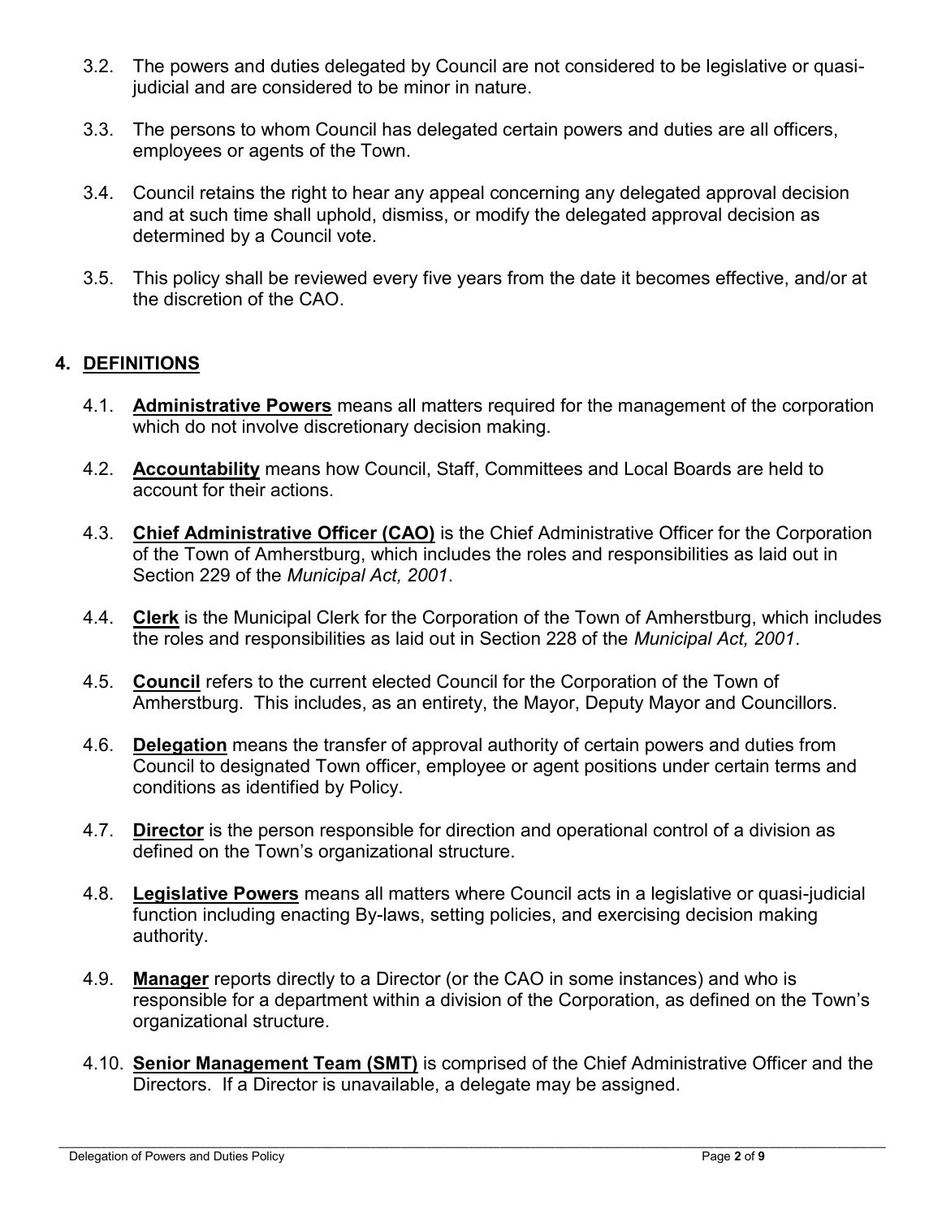3.2. The powers and duties delegated by Council are not considered to be legislative or quasi-judicial and are considered to be minor in nature.

3.3. The persons to whom Council has delegated certain powers and duties are all officers, employees or agents of the Town.

3.4. Council retains the right to hear any appeal concerning any delegated approval decision and at such time shall uphold, dismiss, or modify the delegated approval decision as determined by a Council vote.

3.5. This policy shall be reviewed every five years from the date it becomes effective, and/or at the discretion of the CAO.

## 4. DEFINITIONS

4.1. **Administrative Powers** means all matters required for the management of the corporation which do not involve discretionary decision making.

4.2. **Accountability** means how Council, Staff, Committees and Local Boards are held to account for their actions.

4.3. **Chief Administrative Officer (CAO)** is the Chief Administrative Officer for the Corporation of the Town of Amherstburg, which includes the roles and responsibilities as laid out in Section 229 of the *Municipal Act, 2001*.

4.4. **Clerk** is the Municipal Clerk for the Corporation of the Town of Amherstburg, which includes the roles and responsibilities as laid out in Section 228 of the *Municipal Act, 2001*.

4.5. **Council** refers to the current elected Council for the Corporation of the Town of Amherstburg. This includes, as an entirety, the Mayor, Deputy Mayor and Councillors.

4.6. **Delegation** means the transfer of approval authority of certain powers and duties from Council to designated Town officer, employee or agent positions under certain terms and conditions as identified by Policy.

4.7. **Director** is the person responsible for direction and operational control of a division as defined on the Town's organizational structure.

4.8. **Legislative Powers** means all matters where Council acts in a legislative or quasi-judicial function including enacting By-laws, setting policies, and exercising decision making authority.

4.9. **Manager** reports directly to a Director (or the CAO in some instances) and who is responsible for a department within a division of the Corporation, as defined on the Town's organizational structure.

4.10. **Senior Management Team (SMT)** is comprised of the Chief Administrative Officer and the Directors. If a Director is unavailable, a delegate may be assigned.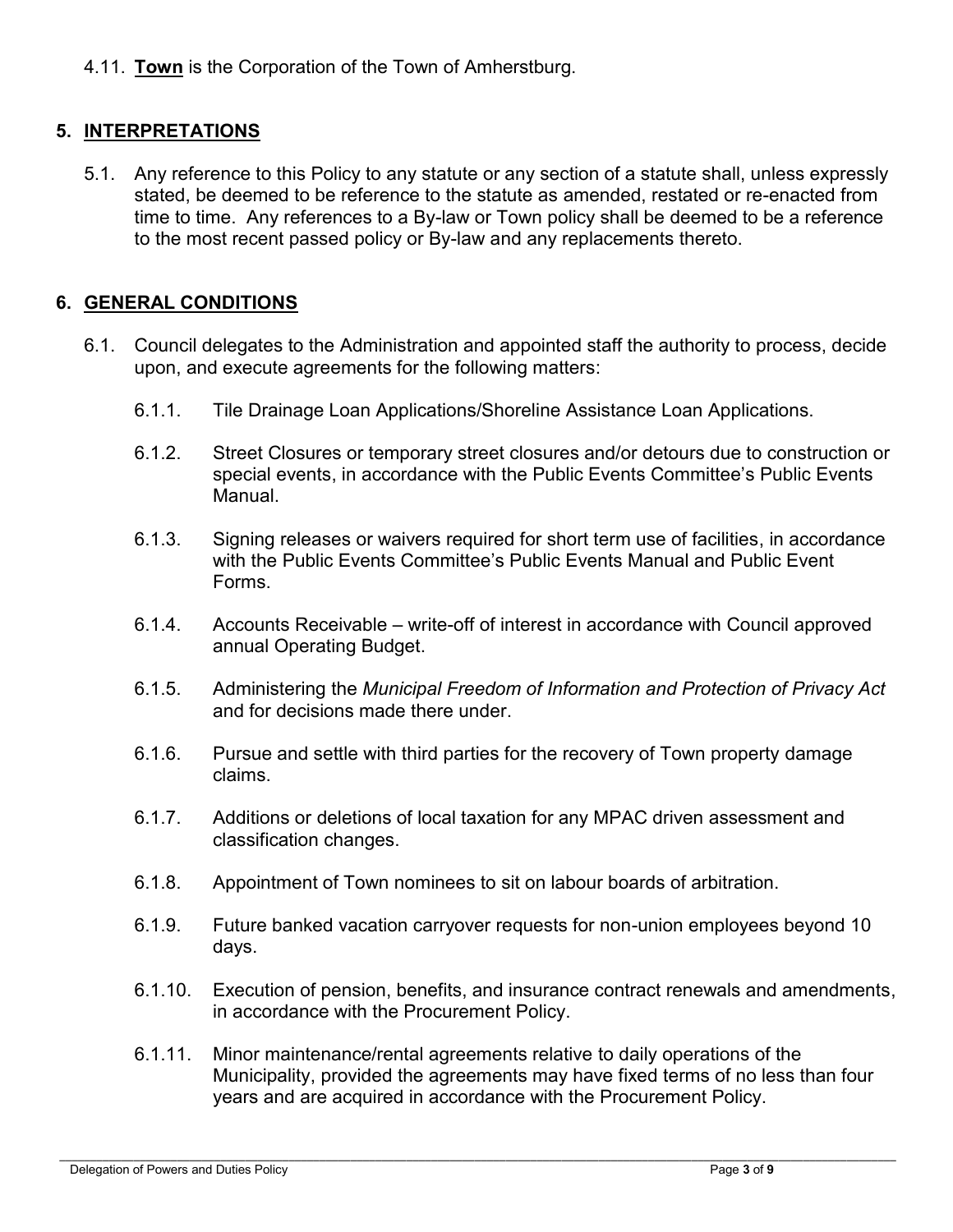4.11. **Town** is the Corporation of the Town of Amherstburg.

## 5. INTERPRETATIONS

5.1. Any reference to this Policy to any statute or any section of a statute shall, unless expressly stated, be deemed to be reference to the statute as amended, restated or re-enacted from time to time. Any references to a By-law or Town policy shall be deemed to be a reference to the most recent passed policy or By-law and any replacements thereto.

## 6. GENERAL CONDITIONS

6.1. Council delegates to the Administration and appointed staff the authority to process, decide upon, and execute agreements for the following matters:

6.1.1. Tile Drainage Loan Applications/Shoreline Assistance Loan Applications.

6.1.2. Street Closures or temporary street closures and/or detours due to construction or special events, in accordance with the Public Events Committee's Public Events Manual.

6.1.3. Signing releases or waivers required for short term use of facilities, in accordance with the Public Events Committee's Public Events Manual and Public Event Forms.

6.1.4. Accounts Receivable – write-off of interest in accordance with Council approved annual Operating Budget.

6.1.5. Administering the *Municipal Freedom of Information and Protection of Privacy Act* and for decisions made there under.

6.1.6. Pursue and settle with third parties for the recovery of Town property damage claims.

6.1.7. Additions or deletions of local taxation for any MPAC driven assessment and classification changes.

6.1.8. Appointment of Town nominees to sit on labour boards of arbitration.

6.1.9. Future banked vacation carryover requests for non-union employees beyond 10 days.

6.1.10. Execution of pension, benefits, and insurance contract renewals and amendments, in accordance with the Procurement Policy.

6.1.11. Minor maintenance/rental agreements relative to daily operations of the Municipality, provided the agreements may have fixed terms of no less than four years and are acquired in accordance with the Procurement Policy.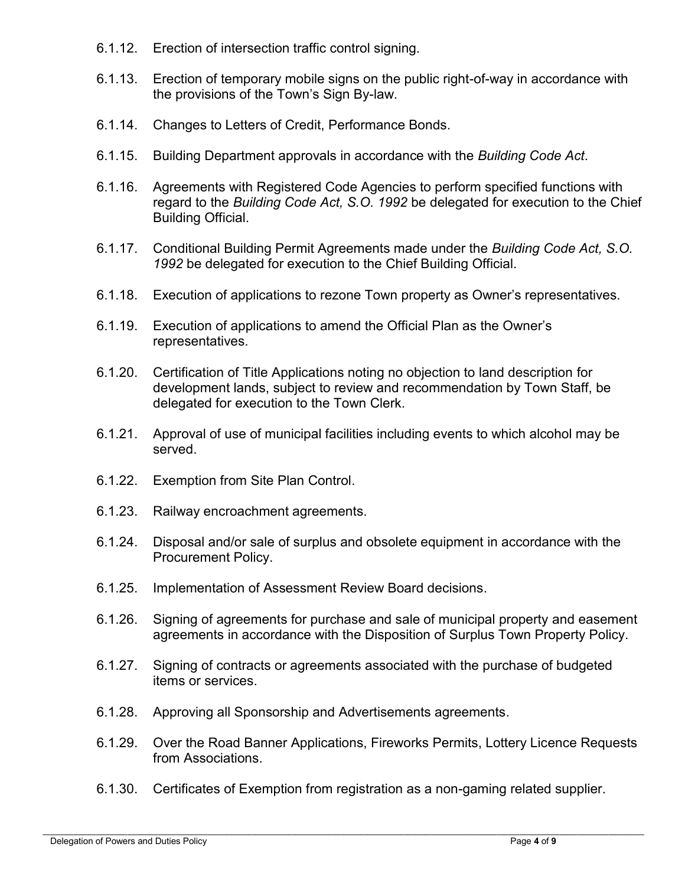6.1.12. Erection of intersection traffic control signing.

6.1.13. Erection of temporary mobile signs on the public right-of-way in accordance with the provisions of the Town's Sign By-law.

6.1.14. Changes to Letters of Credit, Performance Bonds.

6.1.15. Building Department approvals in accordance with the *Building Code Act*.

6.1.16. Agreements with Registered Code Agencies to perform specified functions with regard to the *Building Code Act, S.O. 1992* be delegated for execution to the Chief Building Official.

6.1.17. Conditional Building Permit Agreements made under the *Building Code Act, S.O. 1992* be delegated for execution to the Chief Building Official.

6.1.18. Execution of applications to rezone Town property as Owner's representatives.

6.1.19. Execution of applications to amend the Official Plan as the Owner's representatives.

6.1.20. Certification of Title Applications noting no objection to land description for development lands, subject to review and recommendation by Town Staff, be delegated for execution to the Town Clerk.

6.1.21. Approval of use of municipal facilities including events to which alcohol may be served.

6.1.22. Exemption from Site Plan Control.

6.1.23. Railway encroachment agreements.

6.1.24. Disposal and/or sale of surplus and obsolete equipment in accordance with the Procurement Policy.

6.1.25. Implementation of Assessment Review Board decisions.

6.1.26. Signing of agreements for purchase and sale of municipal property and easement agreements in accordance with the Disposition of Surplus Town Property Policy.

6.1.27. Signing of contracts or agreements associated with the purchase of budgeted items or services.

6.1.28. Approving all Sponsorship and Advertisements agreements.

6.1.29. Over the Road Banner Applications, Fireworks Permits, Lottery Licence Requests from Associations.

6.1.30. Certificates of Exemption from registration as a non-gaming related supplier.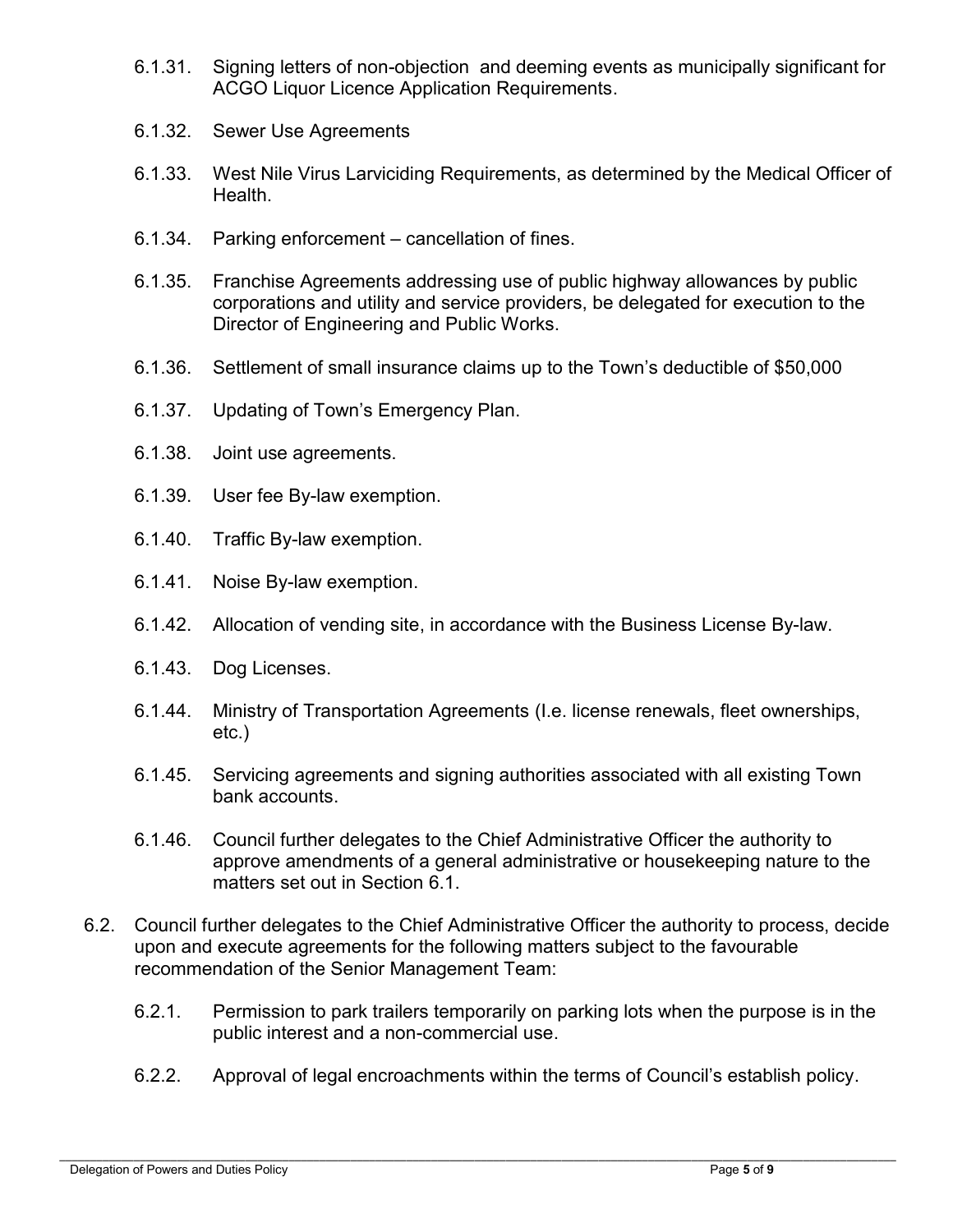6.1.31. Signing letters of non-objection and deeming events as municipally significant for ACGO Liquor Licence Application Requirements.

6.1.32. Sewer Use Agreements

6.1.33. West Nile Virus Larviciding Requirements, as determined by the Medical Officer of Health.

6.1.34. Parking enforcement – cancellation of fines.

6.1.35. Franchise Agreements addressing use of public highway allowances by public corporations and utility and service providers, be delegated for execution to the Director of Engineering and Public Works.

6.1.36. Settlement of small insurance claims up to the Town's deductible of $50,000

6.1.37. Updating of Town's Emergency Plan.

6.1.38. Joint use agreements.

6.1.39. User fee By-law exemption.

6.1.40. Traffic By-law exemption.

6.1.41. Noise By-law exemption.

6.1.42. Allocation of vending site, in accordance with the Business License By-law.

6.1.43. Dog Licenses.

6.1.44. Ministry of Transportation Agreements (I.e. license renewals, fleet ownerships, etc.)

6.1.45. Servicing agreements and signing authorities associated with all existing Town bank accounts.

6.1.46. Council further delegates to the Chief Administrative Officer the authority to approve amendments of a general administrative or housekeeping nature to the matters set out in Section 6.1.

6.2. Council further delegates to the Chief Administrative Officer the authority to process, decide upon and execute agreements for the following matters subject to the favourable recommendation of the Senior Management Team:

6.2.1. Permission to park trailers temporarily on parking lots when the purpose is in the public interest and a non-commercial use.

6.2.2. Approval of legal encroachments within the terms of Council's establish policy.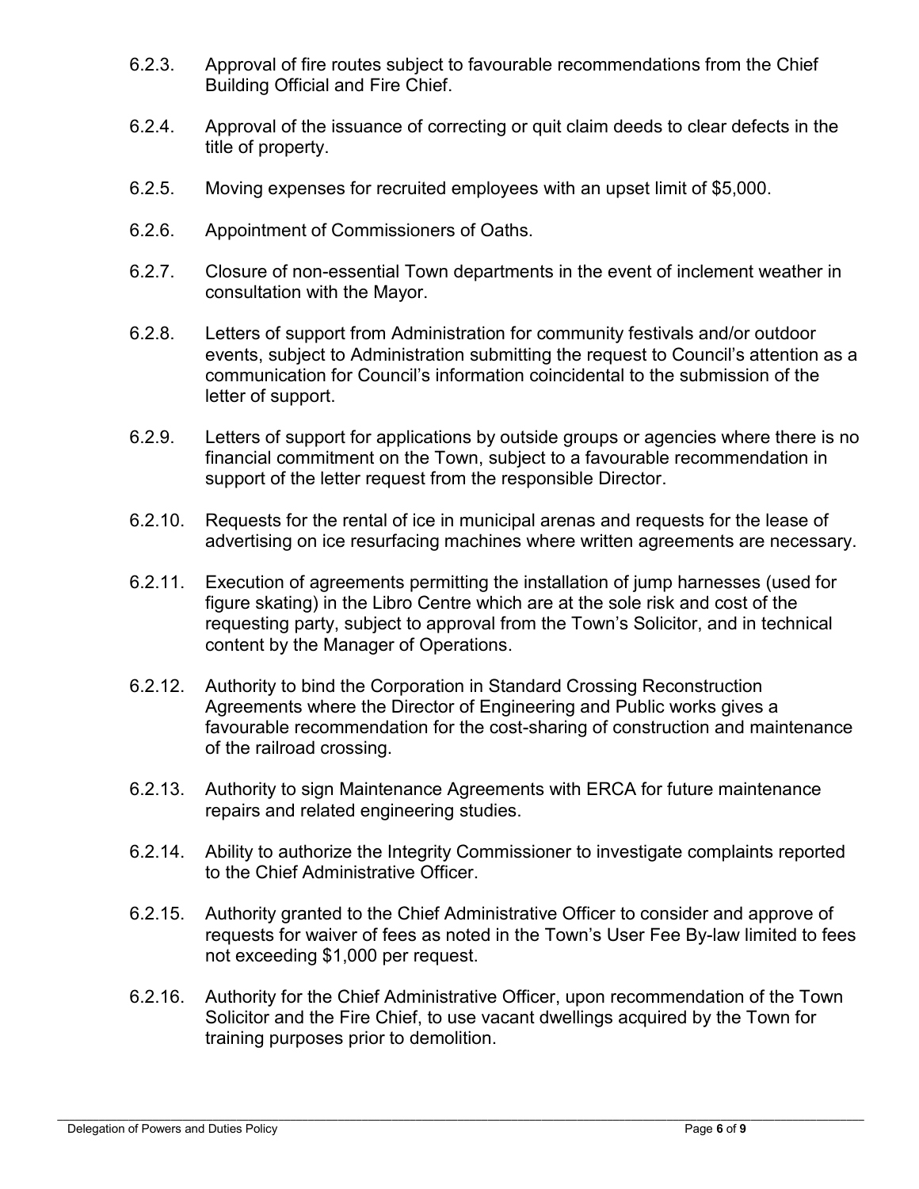6.2.3. Approval of fire routes subject to favourable recommendations from the Chief Building Official and Fire Chief.

6.2.4. Approval of the issuance of correcting or quit claim deeds to clear defects in the title of property.

6.2.5. Moving expenses for recruited employees with an upset limit of $5,000.

6.2.6. Appointment of Commissioners of Oaths.

6.2.7. Closure of non-essential Town departments in the event of inclement weather in consultation with the Mayor.

6.2.8. Letters of support from Administration for community festivals and/or outdoor events, subject to Administration submitting the request to Council's attention as a communication for Council's information coincidental to the submission of the letter of support.

6.2.9. Letters of support for applications by outside groups or agencies where there is no financial commitment on the Town, subject to a favourable recommendation in support of the letter request from the responsible Director.

6.2.10. Requests for the rental of ice in municipal arenas and requests for the lease of advertising on ice resurfacing machines where written agreements are necessary.

6.2.11. Execution of agreements permitting the installation of jump harnesses (used for figure skating) in the Libro Centre which are at the sole risk and cost of the requesting party, subject to approval from the Town's Solicitor, and in technical content by the Manager of Operations.

6.2.12. Authority to bind the Corporation in Standard Crossing Reconstruction Agreements where the Director of Engineering and Public works gives a favourable recommendation for the cost-sharing of construction and maintenance of the railroad crossing.

6.2.13. Authority to sign Maintenance Agreements with ERCA for future maintenance repairs and related engineering studies.

6.2.14. Ability to authorize the Integrity Commissioner to investigate complaints reported to the Chief Administrative Officer.

6.2.15. Authority granted to the Chief Administrative Officer to consider and approve of requests for waiver of fees as noted in the Town's User Fee By-law limited to fees not exceeding $1,000 per request.

6.2.16. Authority for the Chief Administrative Officer, upon recommendation of the Town Solicitor and the Fire Chief, to use vacant dwellings acquired by the Town for training purposes prior to demolition.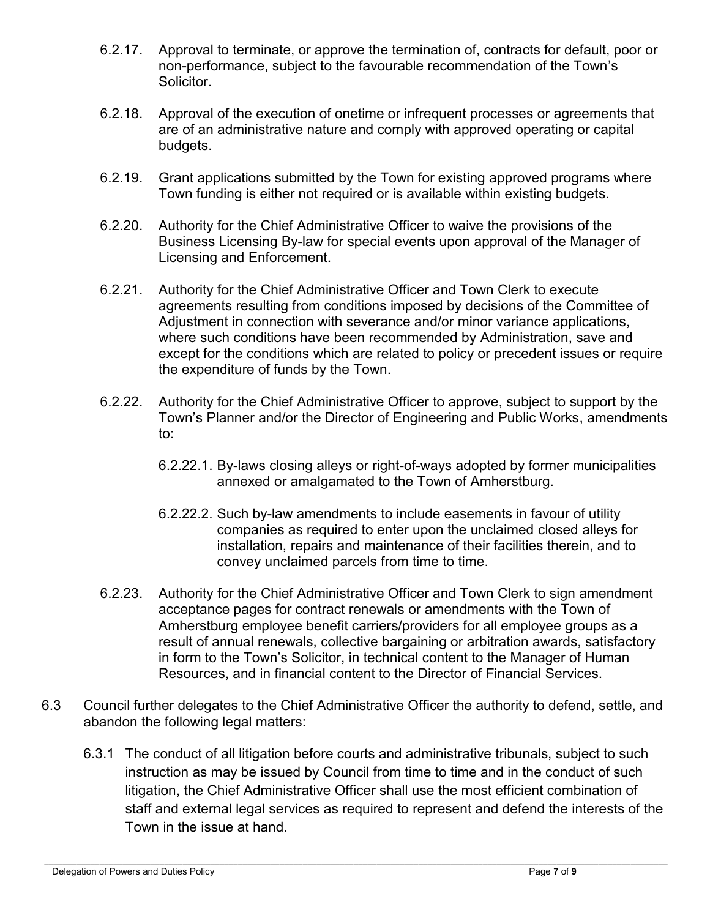6.2.17. Approval to terminate, or approve the termination of, contracts for default, poor or non-performance, subject to the favourable recommendation of the Town's Solicitor.

6.2.18. Approval of the execution of onetime or infrequent processes or agreements that are of an administrative nature and comply with approved operating or capital budgets.

6.2.19. Grant applications submitted by the Town for existing approved programs where Town funding is either not required or is available within existing budgets.

6.2.20. Authority for the Chief Administrative Officer to waive the provisions of the Business Licensing By-law for special events upon approval of the Manager of Licensing and Enforcement.

6.2.21. Authority for the Chief Administrative Officer and Town Clerk to execute agreements resulting from conditions imposed by decisions of the Committee of Adjustment in connection with severance and/or minor variance applications, where such conditions have been recommended by Administration, save and except for the conditions which are related to policy or precedent issues or require the expenditure of funds by the Town.

6.2.22. Authority for the Chief Administrative Officer to approve, subject to support by the Town's Planner and/or the Director of Engineering and Public Works, amendments to:

6.2.22.1. By-laws closing alleys or right-of-ways adopted by former municipalities annexed or amalgamated to the Town of Amherstburg.

6.2.22.2. Such by-law amendments to include easements in favour of utility companies as required to enter upon the unclaimed closed alleys for installation, repairs and maintenance of their facilities therein, and to convey unclaimed parcels from time to time.

6.2.23. Authority for the Chief Administrative Officer and Town Clerk to sign amendment acceptance pages for contract renewals or amendments with the Town of Amherstburg employee benefit carriers/providers for all employee groups as a result of annual renewals, collective bargaining or arbitration awards, satisfactory in form to the Town's Solicitor, in technical content to the Manager of Human Resources, and in financial content to the Director of Financial Services.

6.3 Council further delegates to the Chief Administrative Officer the authority to defend, settle, and abandon the following legal matters:

6.3.1 The conduct of all litigation before courts and administrative tribunals, subject to such instruction as may be issued by Council from time to time and in the conduct of such litigation, the Chief Administrative Officer shall use the most efficient combination of staff and external legal services as required to represent and defend the interests of the Town in the issue at hand.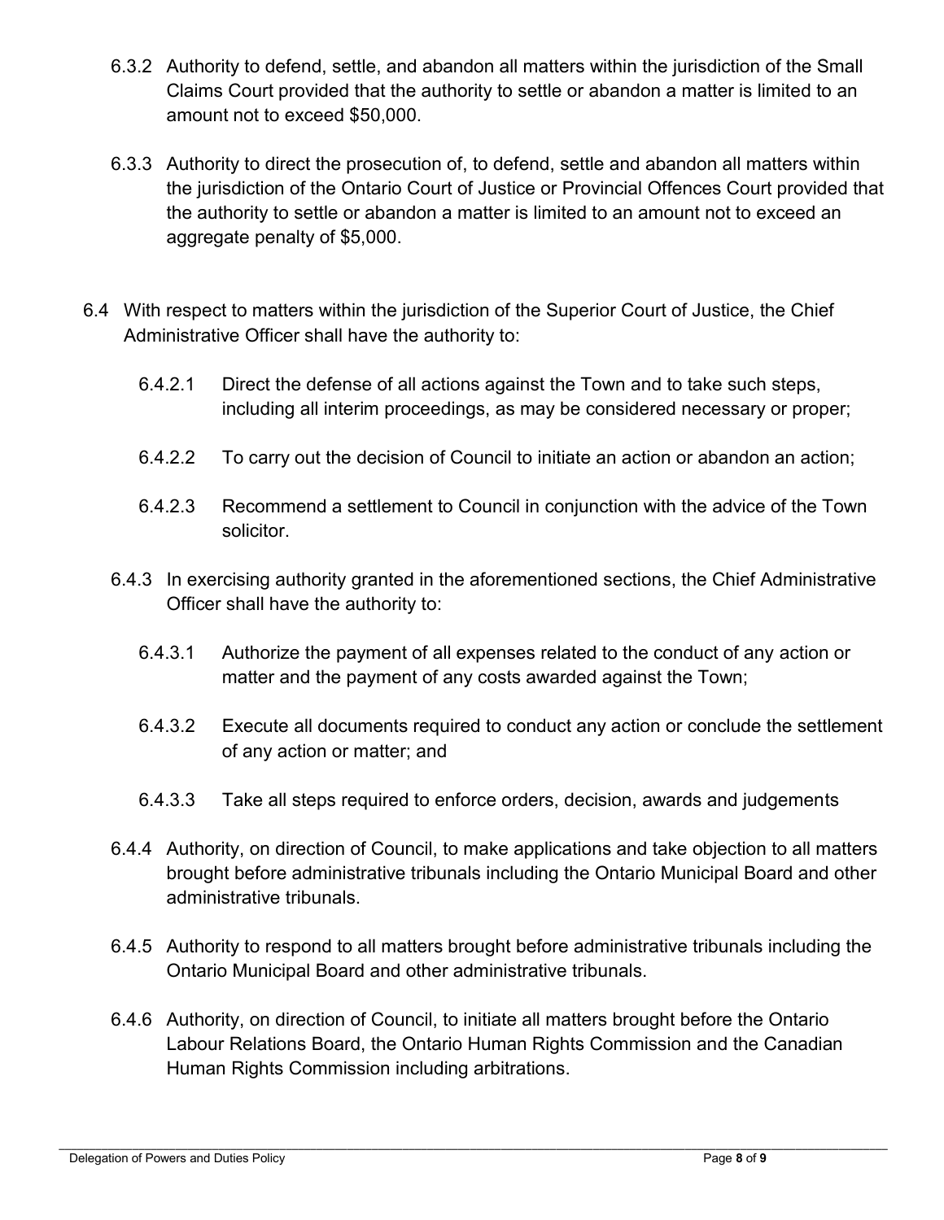6.3.2 Authority to defend, settle, and abandon all matters within the jurisdiction of the Small Claims Court provided that the authority to settle or abandon a matter is limited to an amount not to exceed $50,000.

6.3.3 Authority to direct the prosecution of, to defend, settle and abandon all matters within the jurisdiction of the Ontario Court of Justice or Provincial Offences Court provided that the authority to settle or abandon a matter is limited to an amount not to exceed an aggregate penalty of $5,000.

6.4 With respect to matters within the jurisdiction of the Superior Court of Justice, the Chief Administrative Officer shall have the authority to:

6.4.2.1 Direct the defense of all actions against the Town and to take such steps, including all interim proceedings, as may be considered necessary or proper;

6.4.2.2 To carry out the decision of Council to initiate an action or abandon an action;

6.4.2.3 Recommend a settlement to Council in conjunction with the advice of the Town solicitor.

6.4.3 In exercising authority granted in the aforementioned sections, the Chief Administrative Officer shall have the authority to:

6.4.3.1 Authorize the payment of all expenses related to the conduct of any action or matter and the payment of any costs awarded against the Town;

6.4.3.2 Execute all documents required to conduct any action or conclude the settlement of any action or matter; and

6.4.3.3 Take all steps required to enforce orders, decision, awards and judgements

6.4.4 Authority, on direction of Council, to make applications and take objection to all matters brought before administrative tribunals including the Ontario Municipal Board and other administrative tribunals.

6.4.5 Authority to respond to all matters brought before administrative tribunals including the Ontario Municipal Board and other administrative tribunals.

6.4.6 Authority, on direction of Council, to initiate all matters brought before the Ontario Labour Relations Board, the Ontario Human Rights Commission and the Canadian Human Rights Commission including arbitrations.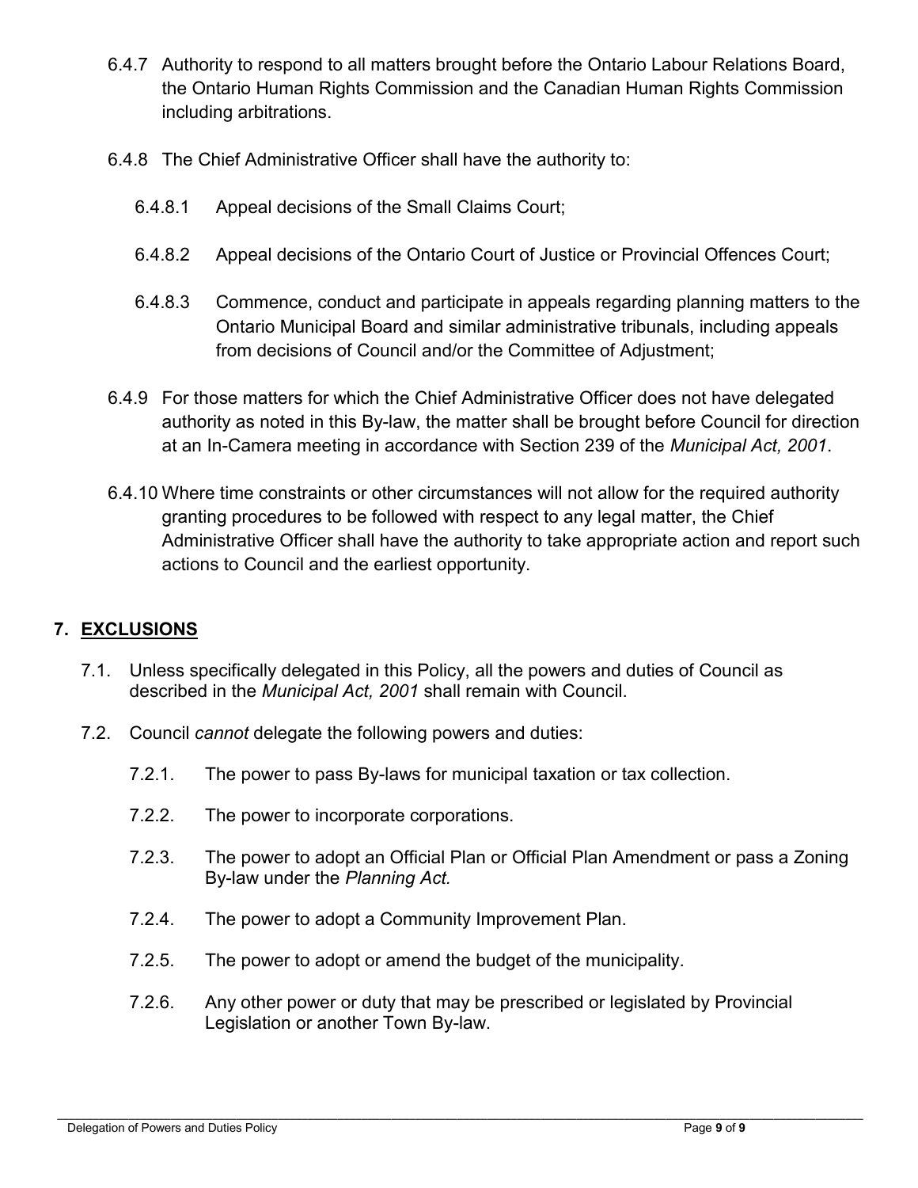6.4.7 Authority to respond to all matters brought before the Ontario Labour Relations Board, the Ontario Human Rights Commission and the Canadian Human Rights Commission including arbitrations.

6.4.8 The Chief Administrative Officer shall have the authority to:

6.4.8.1 Appeal decisions of the Small Claims Court;

6.4.8.2 Appeal decisions of the Ontario Court of Justice or Provincial Offences Court;

6.4.8.3 Commence, conduct and participate in appeals regarding planning matters to the Ontario Municipal Board and similar administrative tribunals, including appeals from decisions of Council and/or the Committee of Adjustment;

6.4.9 For those matters for which the Chief Administrative Officer does not have delegated authority as noted in this By-law, the matter shall be brought before Council for direction at an In-Camera meeting in accordance with Section 239 of the *Municipal Act, 2001.*

6.4.10 Where time constraints or other circumstances will not allow for the required authority granting procedures to be followed with respect to any legal matter, the Chief Administrative Officer shall have the authority to take appropriate action and report such actions to Council and the earliest opportunity.

## 7. EXCLUSIONS

7.1. Unless specifically delegated in this Policy, all the powers and duties of Council as described in the *Municipal Act, 2001* shall remain with Council.

7.2. Council *cannot* delegate the following powers and duties:

7.2.1. The power to pass By-laws for municipal taxation or tax collection.

7.2.2. The power to incorporate corporations.

7.2.3. The power to adopt an Official Plan or Official Plan Amendment or pass a Zoning By-law under the *Planning Act.*

7.2.4. The power to adopt a Community Improvement Plan.

7.2.5. The power to adopt or amend the budget of the municipality.

7.2.6. Any other power or duty that may be prescribed or legislated by Provincial Legislation or another Town By-law.